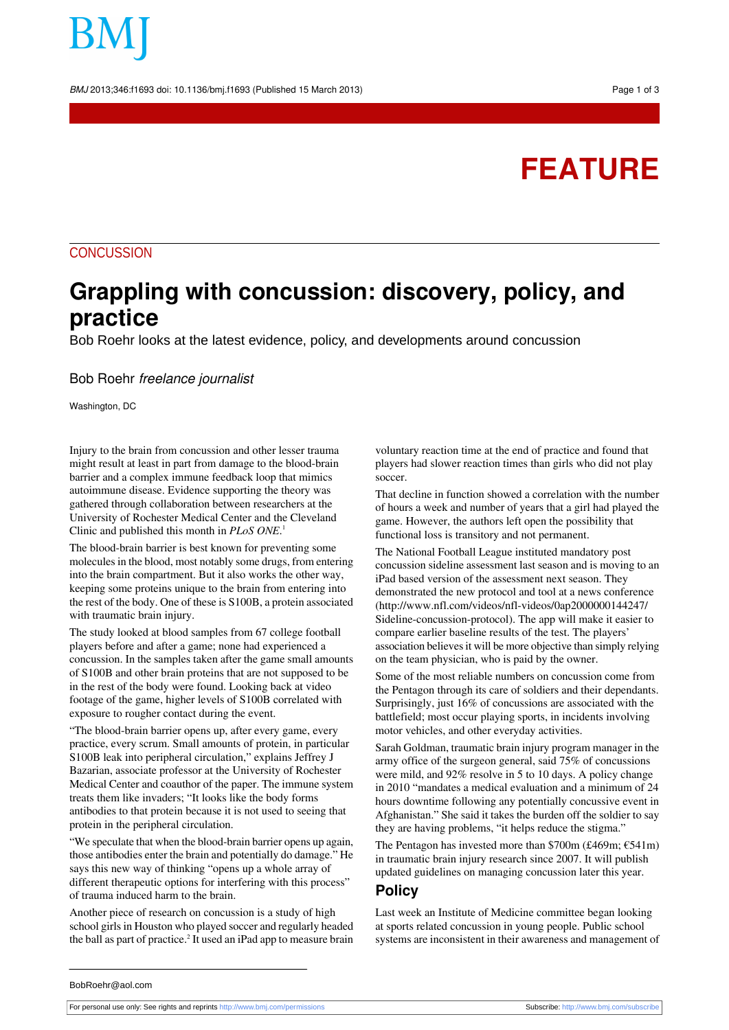FEATURE

CONCUSSION

# Grappling with concussion: discovery, policy, and practice

Bob Roehr looks at the latest evidence, policy, and developments around concussion

Bob Roehr *freelance journalist*

Washington, DC

Injury to the brain from concussion and other lesser trauma might result at least in part from damage to the blood-brain barrier and a complex immune feedback loop that mimics autoimmune disease. Evidence supporting the theory was gathered through collaboration between researchers at the University of Rochester Medical Center and the Cleveland Clinic and published this month in *PLoS ONE*.[1]

The blood-brain barrier is best known for preventing some molecules in the blood, most notably some drugs, from entering into the brain compartment. But it also works the other way, keeping some proteins unique to the brain from entering into the rest of the body. One of these is S100B, a protein associated with traumatic brain injury.

The study looked at blood samples from 67 college football players before and after a game; none had experienced a concussion. In the samples taken after the game small amounts of S100B and other brain proteins that are not supposed to be in the rest of the body were found. Looking back at video footage of the game, higher levels of S100B correlated with exposure to rougher contact during the event.

"The blood-brain barrier opens up, after every game, every practice, every scrum. Small amounts of protein, in particular S100B leak into peripheral circulation," explains Jeffrey J Bazarian, associate professor at the University of Rochester Medical Center and coauthor of the paper. The immune system treats them like invaders; "It looks like the body forms antibodies to that protein because it is not used to seeing that protein in the peripheral circulation.

"We speculate that when the blood-brain barrier opens up again, those antibodies enter the brain and potentially do damage." He says this new way of thinking "opens up a whole array of different therapeutic options for interfering with this process" of trauma induced harm to the brain.

Another piece of research on concussion is a study of high school girls in Houston who played soccer and regularly headed the ball as part of practice.[2] It used an iPad app to measure brain voluntary reaction time at the end of practice and found that players had slower reaction times than girls who did not play soccer.

That decline in function showed a correlation with the number of hours a week and number of years that a girl had played the game. However, the authors left open the possibility that functional loss is transitory and not permanent.

The National Football League instituted mandatory post concussion sideline assessment last season and is moving to an iPad based version of the assessment next season. They demonstrated the new protocol and tool at a news conference (http://www.nfl.com/videos/nfl-videos/0ap2000000144247/Sideline-concussion-protocol). The app will make it easier to compare earlier baseline results of the test. The players' association believes it will be more objective than simply relying on the team physician, who is paid by the owner.

Some of the most reliable numbers on concussion come from the Pentagon through its care of soldiers and their dependants. Surprisingly, just 16% of concussions are associated with the battlefield; most occur playing sports, in incidents involving motor vehicles, and other everyday activities.

Sarah Goldman, traumatic brain injury program manager in the army office of the surgeon general, said 75% of concussions were mild, and 92% resolve in 5 to 10 days. A policy change in 2010 "mandates a medical evaluation and a minimum of 24 hours downtime following any potentially concussive event in Afghanistan." She said it takes the burden off the soldier to say they are having problems, "it helps reduce the stigma."

The Pentagon has invested more than $700m (£469m; €541m) in traumatic brain injury research since 2007. It will publish updated guidelines on managing concussion later this year.

## Policy

Last week an Institute of Medicine committee began looking at sports related concussion in young people. Public school systems are inconsistent in their awareness and management of

BobRoehr@aol.com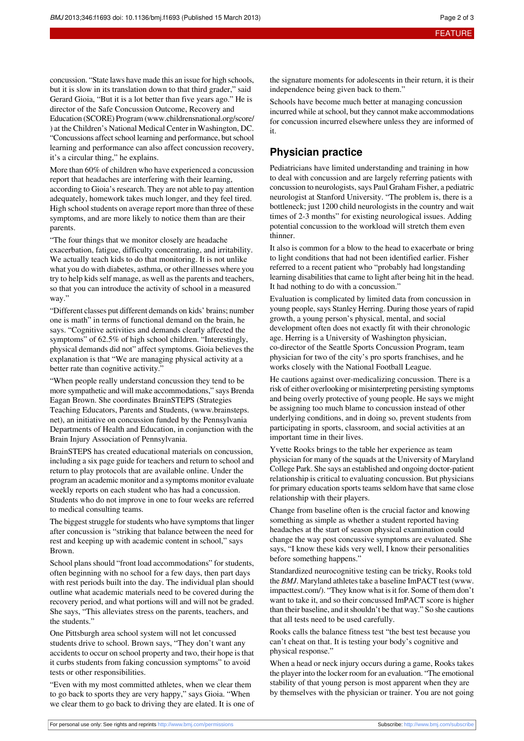concussion. "State laws have made this an issue for high schools, but it is slow in its translation down to that third grader," said Gerard Gioia, "But it is a lot better than five years ago." He is director of the Safe Concussion Outcome, Recovery and Education (SCORE) Program (www.childrensnational.org/score/) at the Children's National Medical Center in Washington, DC. "Concussions affect school learning and performance, but school learning and performance can also affect concussion recovery, it's a circular thing," he explains.

More than 60% of children who have experienced a concussion report that headaches are interfering with their learning, according to Gioia's research. They are not able to pay attention adequately, homework takes much longer, and they feel tired. High school students on average report more than three of these symptoms, and are more likely to notice them than are their parents.

"The four things that we monitor closely are headache exacerbation, fatigue, difficulty concentrating, and irritability. We actually teach kids to do that monitoring. It is not unlike what you do with diabetes, asthma, or other illnesses where you try to help kids self manage, as well as the parents and teachers, so that you can introduce the activity of school in a measured way."

"Different classes put different demands on kids' brains; number one is math" in terms of functional demand on the brain, he says. "Cognitive activities and demands clearly affected the symptoms" of 62.5% of high school children. "Interestingly, physical demands did not" affect symptoms. Gioia believes the explanation is that "We are managing physical activity at a better rate than cognitive activity."

"When people really understand concussion they tend to be more sympathetic and will make accommodations," says Brenda Eagan Brown. She coordinates BrainSTEPS (Strategies Teaching Educators, Parents and Students, (www.brainsteps.net), an initiative on concussion funded by the Pennsylvania Departments of Health and Education, in conjunction with the Brain Injury Association of Pennsylvania.

BrainSTEPS has created educational materials on concussion, including a six page guide for teachers and return to school and return to play protocols that are available online. Under the program an academic monitor and a symptoms monitor evaluate weekly reports on each student who has had a concussion. Students who do not improve in one to four weeks are referred to medical consulting teams.

The biggest struggle for students who have symptoms that linger after concussion is "striking that balance between the need for rest and keeping up with academic content in school," says Brown.

School plans should "front load accommodations" for students, often beginning with no school for a few days, then part days with rest periods built into the day. The individual plan should outline what academic materials need to be covered during the recovery period, and what portions will and will not be graded. She says, "This alleviates stress on the parents, teachers, and the students."

One Pittsburgh area school system will not let concussed students drive to school. Brown says, "They don't want any accidents to occur on school property and two, their hope is that it curbs students from faking concussion symptoms" to avoid tests or other responsibilities.

"Even with my most committed athletes, when we clear them to go back to sports they are very happy," says Gioia. "When we clear them to go back to driving they are elated. It is one of the signature moments for adolescents in their return, it is their independence being given back to them."

Schools have become much better at managing concussion incurred while at school, but they cannot make accommodations for concussion incurred elsewhere unless they are informed of it.

## Physician practice

Pediatricians have limited understanding and training in how to deal with concussion and are largely referring patients with concussion to neurologists, says Paul Graham Fisher, a pediatric neurologist at Stanford University. "The problem is, there is a bottleneck; just 1200 child neurologists in the country and wait times of 2-3 months" for existing neurological issues. Adding potential concussion to the workload will stretch them even thinner.

It also is common for a blow to the head to exacerbate or bring to light conditions that had not been identified earlier. Fisher referred to a recent patient who "probably had longstanding learning disabilities that came to light after being hit in the head. It had nothing to do with a concussion."

Evaluation is complicated by limited data from concussion in young people, says Stanley Herring. During those years of rapid growth, a young person's physical, mental, and social development often does not exactly fit with their chronologic age. Herring is a University of Washington physician, co-director of the Seattle Sports Concussion Program, team physician for two of the city's pro sports franchises, and he works closely with the National Football League.

He cautions against over-medicalizing concussion. There is a risk of either overlooking or misinterpreting persisting symptoms and being overly protective of young people. He says we might be assigning too much blame to concussion instead of other underlying conditions, and in doing so, prevent students from participating in sports, classroom, and social activities at an important time in their lives.

Yvette Rooks brings to the table her experience as team physician for many of the squads at the University of Maryland College Park. She says an established and ongoing doctor-patient relationship is critical to evaluating concussion. But physicians for primary education sports teams seldom have that same close relationship with their players.

Change from baseline often is the crucial factor and knowing something as simple as whether a student reported having headaches at the start of season physical examination could change the way post concussive symptoms are evaluated. She says, "I know these kids very well, I know their personalities before something happens."

Standardized neurocognitive testing can be tricky, Rooks told the *BMJ*. Maryland athletes take a baseline ImPACT test (www.impacttest.com/). "They know what is it for. Some of them don't want to take it, and so their concussed ImPACT score is higher than their baseline, and it shouldn't be that way." So she cautions that all tests need to be used carefully.

Rooks calls the balance fitness test "the best test because you can't cheat on that. It is testing your body's cognitive and physical response."

When a head or neck injury occurs during a game, Rooks takes the player into the locker room for an evaluation. "The emotional stability of that young person is most apparent when they are by themselves with the physician or trainer. You are not going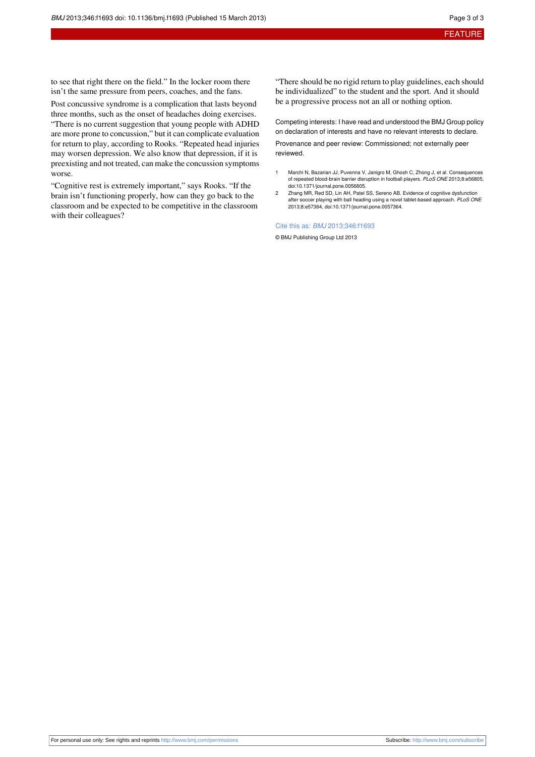to see that right there on the field." In the locker room there isn't the same pressure from peers, coaches, and the fans.

Post concussive syndrome is a complication that lasts beyond three months, such as the onset of headaches doing exercises. "There is no current suggestion that young people with ADHD are more prone to concussion," but it can complicate evaluation for return to play, according to Rooks. "Repeated head injuries may worsen depression. We also know that depression, if it is preexisting and not treated, can make the concussion symptoms worse.

"Cognitive rest is extremely important," says Rooks. "If the brain isn't functioning properly, how can they go back to the classroom and be expected to be competitive in the classroom with their colleagues?

"There should be no rigid return to play guidelines, each should be individualized" to the student and the sport. And it should be a progressive process not an all or nothing option.

Competing interests: I have read and understood the BMJ Group policy on declaration of interests and have no relevant interests to declare.

Provenance and peer review: Commissioned; not externally peer reviewed.

1. Marchi N, Bazarian JJ, Puvenna V, Janigro M, Ghosh C, Zhong J, et al. Consequences of repeated blood-brain barrier disruption in football players. *PLoS ONE* 2013;8:e56805, doi:10.1371/journal.pone.0056805.
2. Zhang MR, Red SD, Lin AH, Patel SS, Sereno AB. Evidence of cognitive dysfunction after soccer playing with ball heading using a novel tablet-based approach. *PLoS ONE* 2013;8:e57364, doi:10.1371/journal.pone.0057364.

Cite this as: *BMJ* 2013;346:f1693

© BMJ Publishing Group Ltd 2013